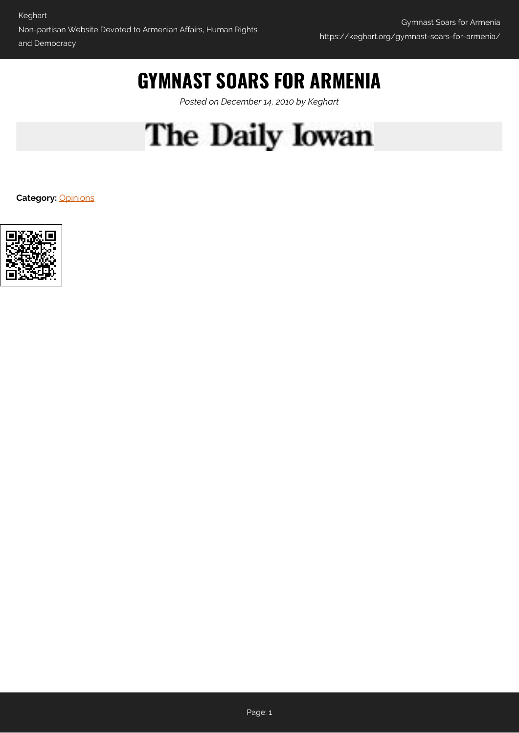# GYMNAST SOARS FOR ARMENIA

*Posted on December 14, 2010 by Keghart*

The Daily Iowan

**Category:** Opinions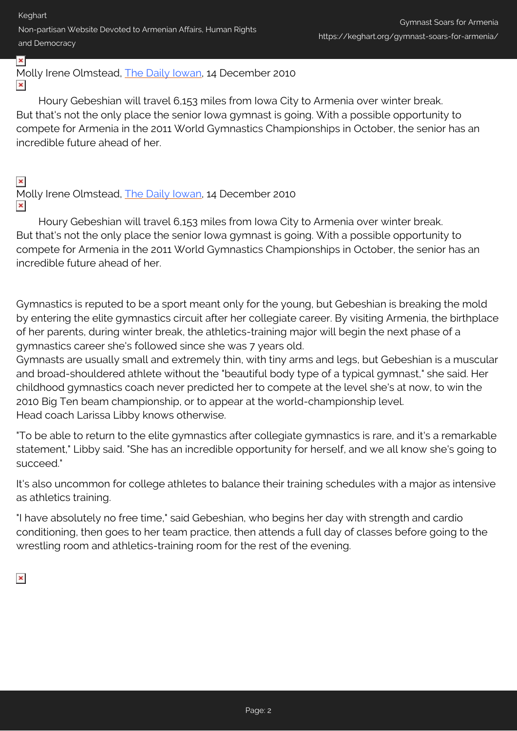Molly Irene Olmstead, The Daily Iowan, 14 December 2010

Houry Gebeshian will travel 6,153 miles from Iowa City to Armenia over winter break. But that's not the only place the senior Iowa gymnast is going. With a possible opportunity to compete for Armenia in the 2011 World Gymnastics Championships in October, the senior has an incredible future ahead of her.

Molly Irene Olmstead, The Daily Iowan, 14 December 2010

Houry Gebeshian will travel 6,153 miles from Iowa City to Armenia over winter break. But that's not the only place the senior Iowa gymnast is going. With a possible opportunity to compete for Armenia in the 2011 World Gymnastics Championships in October, the senior has an incredible future ahead of her.

Gymnastics is reputed to be a sport meant only for the young, but Gebeshian is breaking the mold by entering the elite gymnastics circuit after her collegiate career. By visiting Armenia, the birthplace of her parents, during winter break, the athletics-training major will begin the next phase of a gymnastics career she's followed since she was 7 years old.

Gymnasts are usually small and extremely thin, with tiny arms and legs, but Gebeshian is a muscular and broad-shouldered athlete without the "beautiful body type of a typical gymnast," she said. Her childhood gymnastics coach never predicted her to compete at the level she's at now, to win the 2010 Big Ten beam championship, or to appear at the world-championship level.

Head coach Larissa Libby knows otherwise.

"To be able to return to the elite gymnastics after collegiate gymnastics is rare, and it's a remarkable statement," Libby said. "She has an incredible opportunity for herself, and we all know she's going to succeed."

It's also uncommon for college athletes to balance their training schedules with a major as intensive as athletics training.

"I have absolutely no free time," said Gebeshian, who begins her day with strength and cardio conditioning, then goes to her team practice, then attends a full day of classes before going to the wrestling room and athletics-training room for the rest of the evening.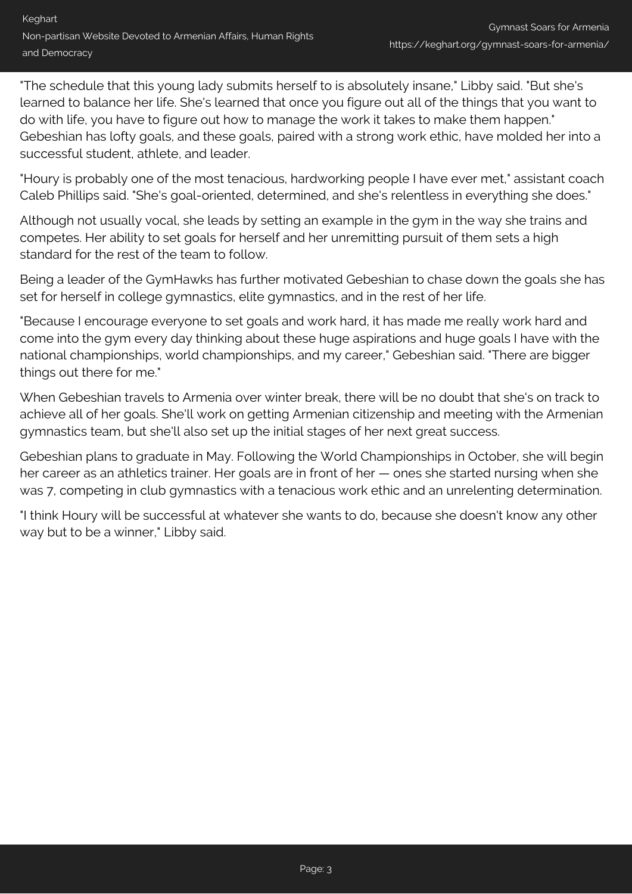"The schedule that this young lady submits herself to is absolutely insane," Libby said. "But she's learned to balance her life. She's learned that once you figure out all of the things that you want to do with life, you have to figure out how to manage the work it takes to make them happen." Gebeshian has lofty goals, and these goals, paired with a strong work ethic, have molded her into a successful student, athlete, and leader.

"Houry is probably one of the most tenacious, hardworking people I have ever met," assistant coach Caleb Phillips said. "She's goal-oriented, determined, and she's relentless in everything she does."

Although not usually vocal, she leads by setting an example in the gym in the way she trains and competes. Her ability to set goals for herself and her unremitting pursuit of them sets a high standard for the rest of the team to follow.

Being a leader of the GymHawks has further motivated Gebeshian to chase down the goals she has set for herself in college gymnastics, elite gymnastics, and in the rest of her life.

"Because I encourage everyone to set goals and work hard, it has made me really work hard and come into the gym every day thinking about these huge aspirations and huge goals I have with the national championships, world championships, and my career," Gebeshian said. "There are bigger things out there for me."

When Gebeshian travels to Armenia over winter break, there will be no doubt that she's on track to achieve all of her goals. She'll work on getting Armenian citizenship and meeting with the Armenian gymnastics team, but she'll also set up the initial stages of her next great success.

Gebeshian plans to graduate in May. Following the World Championships in October, she will begin her career as an athletics trainer. Her goals are in front of her — ones she started nursing when she was 7, competing in club gymnastics with a tenacious work ethic and an unrelenting determination.

"I think Houry will be successful at whatever she wants to do, because she doesn't know any other way but to be a winner," Libby said.